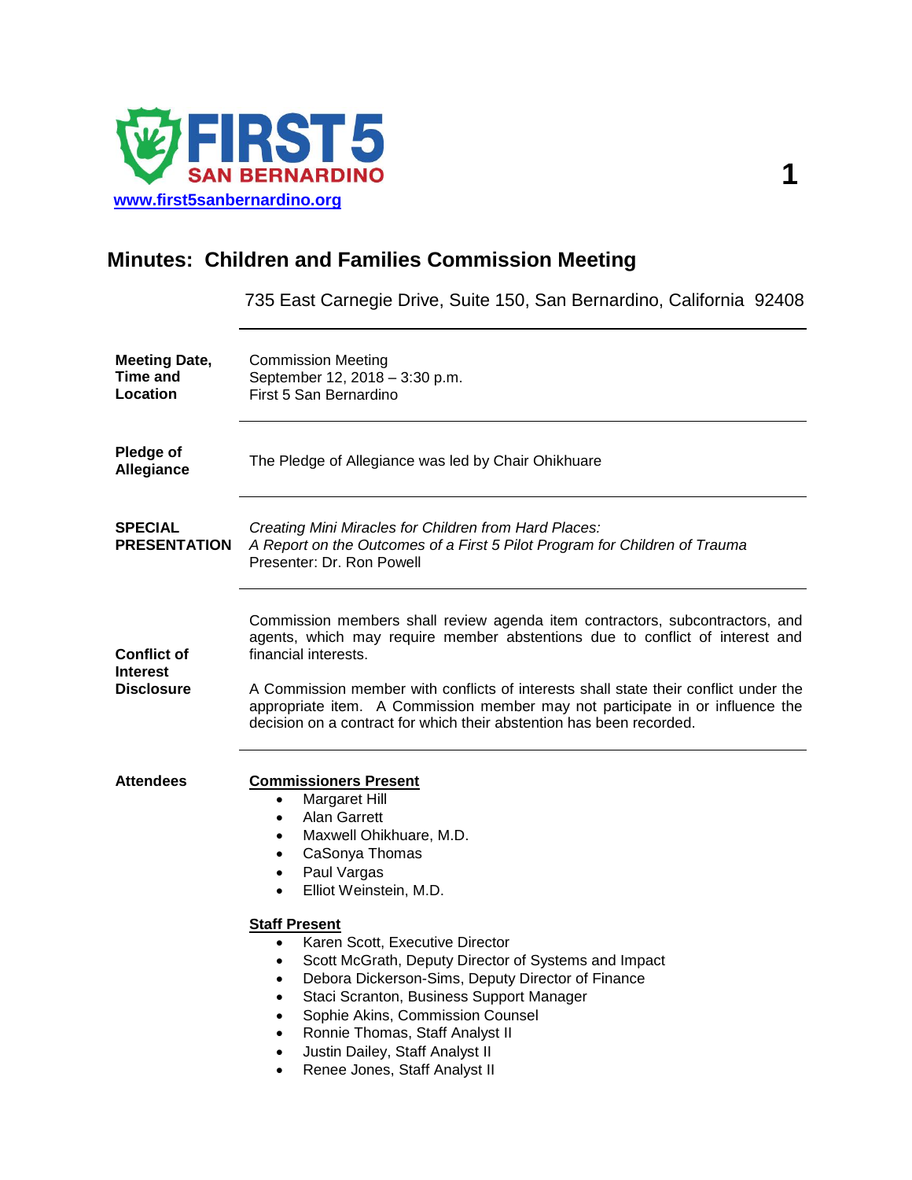FIRST 5 SAN BERNARDINO

www.first5sanbernardino.org

# Minutes: Children and Families Commission Meeting

735 East Carnegie Drive, Suite 150, San Bernardino, California 92408

---

**Meeting Date, Time and Location**

Commission Meeting
September 12, 2018 – 3:30 p.m.
First 5 San Bernardino

---

**Pledge of Allegiance**

The Pledge of Allegiance was led by Chair Ohikhuare

---

**SPECIAL PRESENTATION**

*Creating Mini Miracles for Children from Hard Places:*
*A Report on the Outcomes of a First 5 Pilot Program for Children of Trauma*
Presenter: Dr. Ron Powell

---

**Conflict of Interest Disclosure**

Commission members shall review agenda item contractors, subcontractors, and agents, which may require member abstentions due to conflict of interest and financial interests.

A Commission member with conflicts of interests shall state their conflict under the appropriate item. A Commission member may not participate in or influence the decision on a contract for which their abstention has been recorded.

---

**Attendees**

**Commissioners Present**

- Margaret Hill
- Alan Garrett
- Maxwell Ohikhuare, M.D.
- CaSonya Thomas
- Paul Vargas
- Elliot Weinstein, M.D.

**Staff Present**

- Karen Scott, Executive Director
- Scott McGrath, Deputy Director of Systems and Impact
- Debora Dickerson-Sims, Deputy Director of Finance
- Staci Scranton, Business Support Manager
- Sophie Akins, Commission Counsel
- Ronnie Thomas, Staff Analyst II
- Justin Dailey, Staff Analyst II
- Renee Jones, Staff Analyst II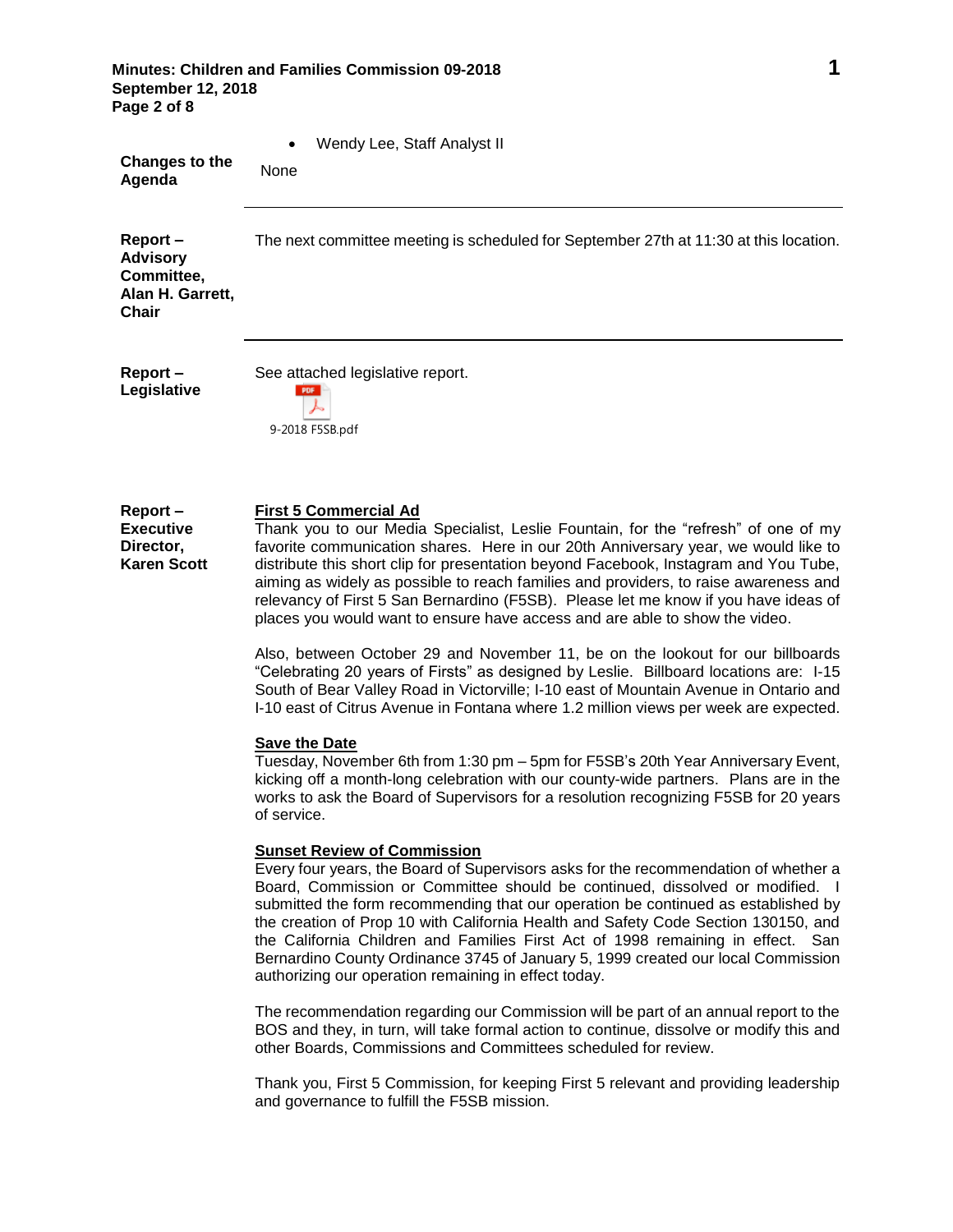- Wendy Lee, Staff Analyst II

**Changes to the Agenda**

None

---

**Report – Advisory Committee, Alan H. Garrett, Chair**

The next committee meeting is scheduled for September 27th at 11:30 at this location.

---

**Report – Legislative**

See attached legislative report.

9-2018 F5SB.pdf

**Report – Executive Director, Karen Scott**

**First 5 Commercial Ad**

Thank you to our Media Specialist, Leslie Fountain, for the "refresh" of one of my favorite communication shares. Here in our 20th Anniversary year, we would like to distribute this short clip for presentation beyond Facebook, Instagram and You Tube, aiming as widely as possible to reach families and providers, to raise awareness and relevancy of First 5 San Bernardino (F5SB). Please let me know if you have ideas of places you would want to ensure have access and are able to show the video.

Also, between October 29 and November 11, be on the lookout for our billboards "Celebrating 20 years of Firsts" as designed by Leslie. Billboard locations are: I-15 South of Bear Valley Road in Victorville; I-10 east of Mountain Avenue in Ontario and I-10 east of Citrus Avenue in Fontana where 1.2 million views per week are expected.

**Save the Date**

Tuesday, November 6th from 1:30 pm – 5pm for F5SB's 20th Year Anniversary Event, kicking off a month-long celebration with our county-wide partners. Plans are in the works to ask the Board of Supervisors for a resolution recognizing F5SB for 20 years of service.

**Sunset Review of Commission**

Every four years, the Board of Supervisors asks for the recommendation of whether a Board, Commission or Committee should be continued, dissolved or modified. I submitted the form recommending that our operation be continued as established by the creation of Prop 10 with California Health and Safety Code Section 130150, and the California Children and Families First Act of 1998 remaining in effect. San Bernardino County Ordinance 3745 of January 5, 1999 created our local Commission authorizing our operation remaining in effect today.

The recommendation regarding our Commission will be part of an annual report to the BOS and they, in turn, will take formal action to continue, dissolve or modify this and other Boards, Commissions and Committees scheduled for review.

Thank you, First 5 Commission, for keeping First 5 relevant and providing leadership and governance to fulfill the F5SB mission.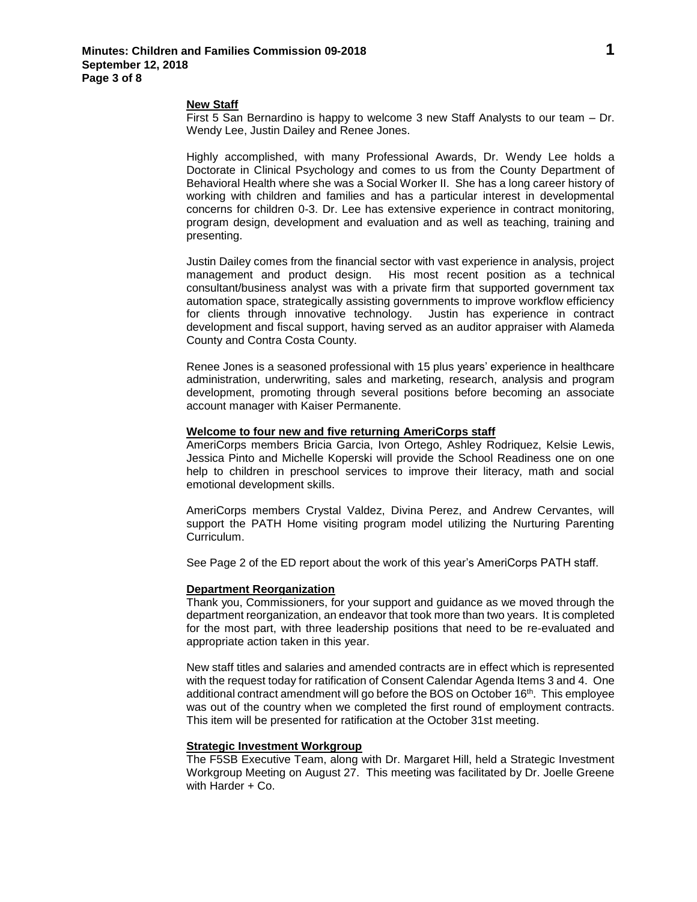**New Staff**

First 5 San Bernardino is happy to welcome 3 new Staff Analysts to our team – Dr. Wendy Lee, Justin Dailey and Renee Jones.

Highly accomplished, with many Professional Awards, Dr. Wendy Lee holds a Doctorate in Clinical Psychology and comes to us from the County Department of Behavioral Health where she was a Social Worker II. She has a long career history of working with children and families and has a particular interest in developmental concerns for children 0-3. Dr. Lee has extensive experience in contract monitoring, program design, development and evaluation and as well as teaching, training and presenting.

Justin Dailey comes from the financial sector with vast experience in analysis, project management and product design. His most recent position as a technical consultant/business analyst was with a private firm that supported government tax automation space, strategically assisting governments to improve workflow efficiency for clients through innovative technology. Justin has experience in contract development and fiscal support, having served as an auditor appraiser with Alameda County and Contra Costa County.

Renee Jones is a seasoned professional with 15 plus years' experience in healthcare administration, underwriting, sales and marketing, research, analysis and program development, promoting through several positions before becoming an associate account manager with Kaiser Permanente.

**Welcome to four new and five returning AmeriCorps staff**

AmeriCorps members Bricia Garcia, Ivon Ortego, Ashley Rodriquez, Kelsie Lewis, Jessica Pinto and Michelle Koperski will provide the School Readiness one on one help to children in preschool services to improve their literacy, math and social emotional development skills.

AmeriCorps members Crystal Valdez, Divina Perez, and Andrew Cervantes, will support the PATH Home visiting program model utilizing the Nurturing Parenting Curriculum.

See Page 2 of the ED report about the work of this year's AmeriCorps PATH staff.

**Department Reorganization**

Thank you, Commissioners, for your support and guidance as we moved through the department reorganization, an endeavor that took more than two years. It is completed for the most part, with three leadership positions that need to be re-evaluated and appropriate action taken in this year.

New staff titles and salaries and amended contracts are in effect which is represented with the request today for ratification of Consent Calendar Agenda Items 3 and 4. One additional contract amendment will go before the BOS on October 16th. This employee was out of the country when we completed the first round of employment contracts. This item will be presented for ratification at the October 31st meeting.

**Strategic Investment Workgroup**

The F5SB Executive Team, along with Dr. Margaret Hill, held a Strategic Investment Workgroup Meeting on August 27. This meeting was facilitated by Dr. Joelle Greene with Harder + Co.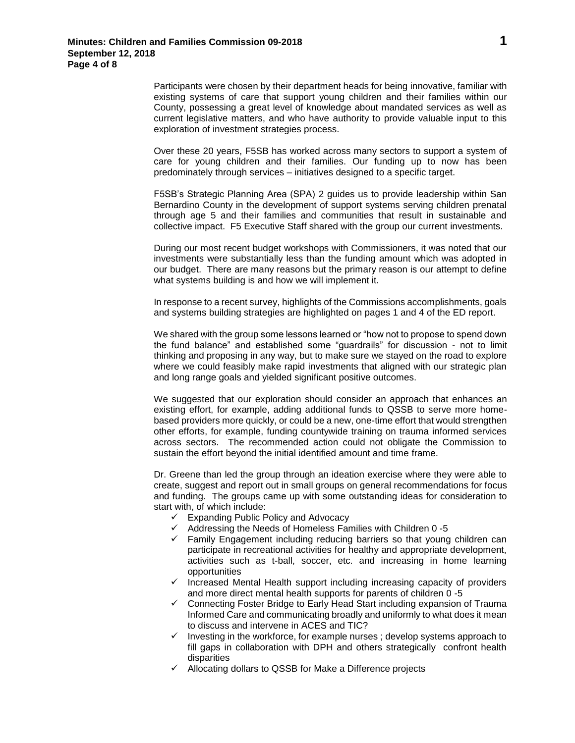Participants were chosen by their department heads for being innovative, familiar with existing systems of care that support young children and their families within our County, possessing a great level of knowledge about mandated services as well as current legislative matters, and who have authority to provide valuable input to this exploration of investment strategies process.

Over these 20 years, F5SB has worked across many sectors to support a system of care for young children and their families. Our funding up to now has been predominately through services – initiatives designed to a specific target.

F5SB's Strategic Planning Area (SPA) 2 guides us to provide leadership within San Bernardino County in the development of support systems serving children prenatal through age 5 and their families and communities that result in sustainable and collective impact. F5 Executive Staff shared with the group our current investments.

During our most recent budget workshops with Commissioners, it was noted that our investments were substantially less than the funding amount which was adopted in our budget. There are many reasons but the primary reason is our attempt to define what systems building is and how we will implement it.

In response to a recent survey, highlights of the Commissions accomplishments, goals and systems building strategies are highlighted on pages 1 and 4 of the ED report.

We shared with the group some lessons learned or "how not to propose to spend down the fund balance" and established some "guardrails" for discussion - not to limit thinking and proposing in any way, but to make sure we stayed on the road to explore where we could feasibly make rapid investments that aligned with our strategic plan and long range goals and yielded significant positive outcomes.

We suggested that our exploration should consider an approach that enhances an existing effort, for example, adding additional funds to QSSB to serve more home-based providers more quickly, or could be a new, one-time effort that would strengthen other efforts, for example, funding countywide training on trauma informed services across sectors. The recommended action could not obligate the Commission to sustain the effort beyond the initial identified amount and time frame.

Dr. Greene than led the group through an ideation exercise where they were able to create, suggest and report out in small groups on general recommendations for focus and funding. The groups came up with some outstanding ideas for consideration to start with, of which include:

- ✓ Expanding Public Policy and Advocacy
- ✓ Addressing the Needs of Homeless Families with Children 0 -5
- ✓ Family Engagement including reducing barriers so that young children can participate in recreational activities for healthy and appropriate development, activities such as t-ball, soccer, etc. and increasing in home learning opportunities
- ✓ Increased Mental Health support including increasing capacity of providers and more direct mental health supports for parents of children 0 -5
- ✓ Connecting Foster Bridge to Early Head Start including expansion of Trauma Informed Care and communicating broadly and uniformly to what does it mean to discuss and intervene in ACES and TIC?
- ✓ Investing in the workforce, for example nurses ; develop systems approach to fill gaps in collaboration with DPH and others strategically confront health disparities
- ✓ Allocating dollars to QSSB for Make a Difference projects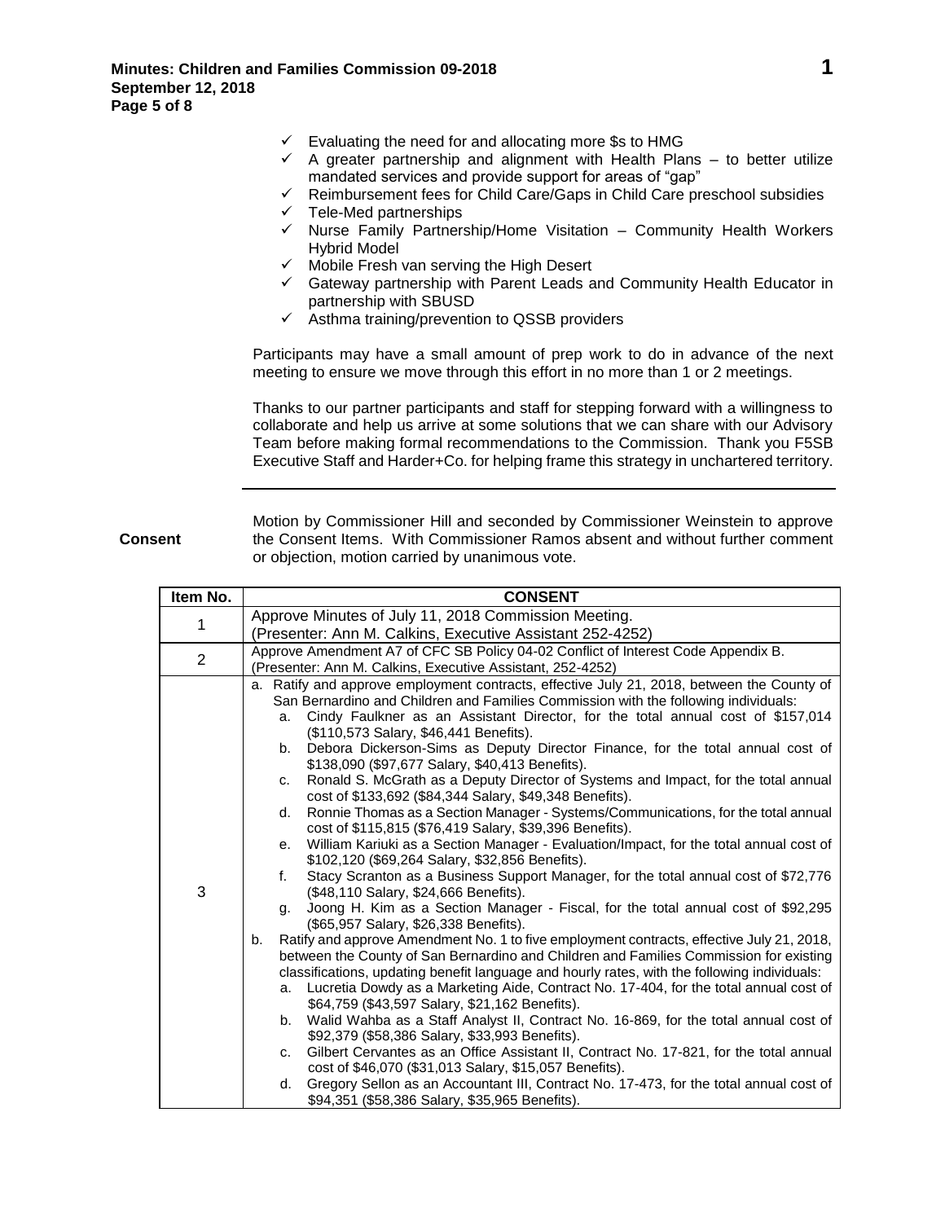- ✓ Evaluating the need for and allocating more $s to HMG
- ✓ A greater partnership and alignment with Health Plans – to better utilize mandated services and provide support for areas of "gap"
- ✓ Reimbursement fees for Child Care/Gaps in Child Care preschool subsidies
- ✓ Tele-Med partnerships
- ✓ Nurse Family Partnership/Home Visitation – Community Health Workers Hybrid Model
- ✓ Mobile Fresh van serving the High Desert
- ✓ Gateway partnership with Parent Leads and Community Health Educator in partnership with SBUSD
- ✓ Asthma training/prevention to QSSB providers

Participants may have a small amount of prep work to do in advance of the next meeting to ensure we move through this effort in no more than 1 or 2 meetings.

Thanks to our partner participants and staff for stepping forward with a willingness to collaborate and help us arrive at some solutions that we can share with our Advisory Team before making formal recommendations to the Commission. Thank you F5SB Executive Staff and Harder+Co. for helping frame this strategy in unchartered territory.

---

**Consent**

Motion by Commissioner Hill and seconded by Commissioner Weinstein to approve the Consent Items. With Commissioner Ramos absent and without further comment or objection, motion carried by unanimous vote.

| Item No. | CONSENT |
|---|---|
| 1 | Approve Minutes of July 11, 2018 Commission Meeting.<br>(Presenter: Ann M. Calkins, Executive Assistant 252-4252) |
| 2 | Approve Amendment A7 of CFC SB Policy 04-02 Conflict of Interest Code Appendix B.<br>(Presenter: Ann M. Calkins, Executive Assistant, 252-4252) |
| 3 | a. Ratify and approve employment contracts, effective July 21, 2018, between the County of San Bernardino and Children and Families Commission with the following individuals:<br>a. Cindy Faulkner as an Assistant Director, for the total annual cost of $157,014 ($110,573 Salary, $46,441 Benefits).<br>b. Debora Dickerson-Sims as Deputy Director Finance, for the total annual cost of $138,090 ($97,677 Salary, $40,413 Benefits).<br>c. Ronald S. McGrath as a Deputy Director of Systems and Impact, for the total annual cost of $133,692 ($84,344 Salary, $49,348 Benefits).<br>d. Ronnie Thomas as a Section Manager - Systems/Communications, for the total annual cost of $115,815 ($76,419 Salary, $39,396 Benefits).<br>e. William Kariuki as a Section Manager - Evaluation/Impact, for the total annual cost of $102,120 ($69,264 Salary, $32,856 Benefits).<br>f. Stacy Scranton as a Business Support Manager, for the total annual cost of $72,776 ($48,110 Salary, $24,666 Benefits).<br>g. Joong H. Kim as a Section Manager - Fiscal, for the total annual cost of $92,295 ($65,957 Salary, $26,338 Benefits).<br>b. Ratify and approve Amendment No. 1 to five employment contracts, effective July 21, 2018, between the County of San Bernardino and Children and Families Commission for existing classifications, updating benefit language and hourly rates, with the following individuals:<br>a. Lucretia Dowdy as a Marketing Aide, Contract No. 17-404, for the total annual cost of $64,759 ($43,597 Salary, $21,162 Benefits).<br>b. Walid Wahba as a Staff Analyst II, Contract No. 16-869, for the total annual cost of $92,379 ($58,386 Salary, $33,993 Benefits).<br>c. Gilbert Cervantes as an Office Assistant II, Contract No. 17-821, for the total annual cost of $46,070 ($31,013 Salary, $15,057 Benefits).<br>d. Gregory Sellon as an Accountant III, Contract No. 17-473, for the total annual cost of $94,351 ($58,386 Salary, $35,965 Benefits). |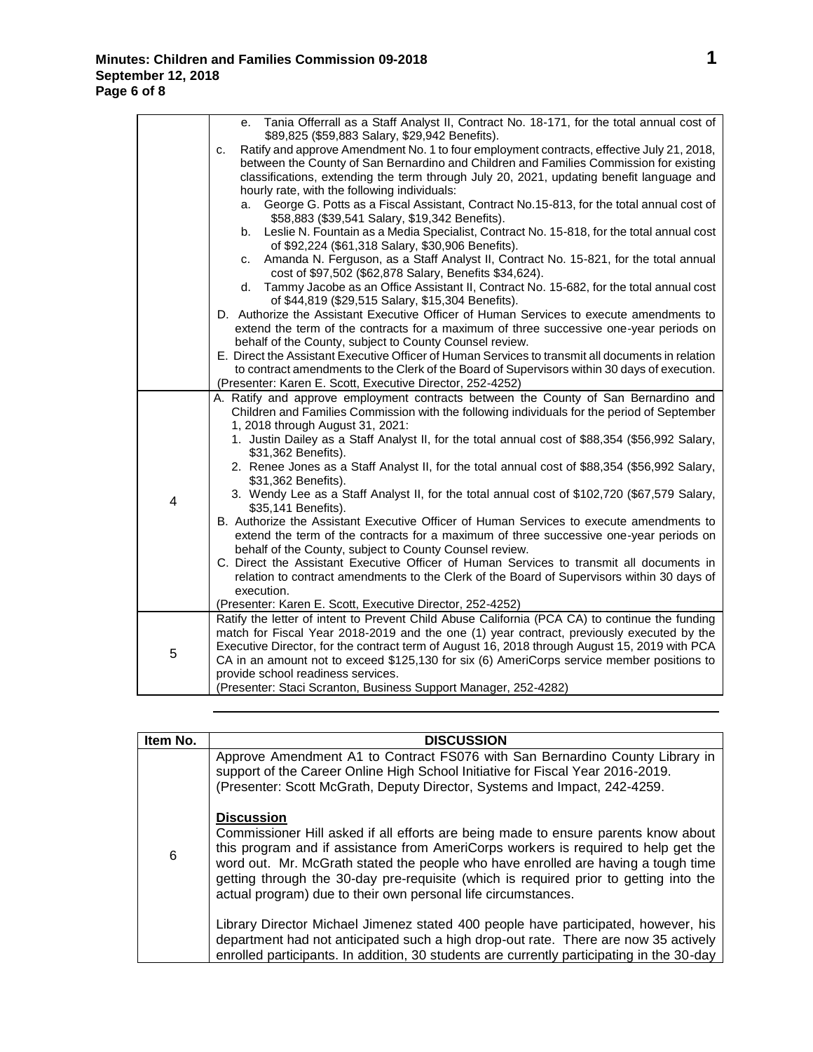| | |
|---|---|
| | e. Tania Offerrall as a Staff Analyst II, Contract No. 18-171, for the total annual cost of $89,825 ($59,883 Salary, $29,942 Benefits).<br>c. Ratify and approve Amendment No. 1 to four employment contracts, effective July 21, 2018, between the County of San Bernardino and Children and Families Commission for existing classifications, extending the term through July 20, 2021, updating benefit language and hourly rate, with the following individuals:<br>a. George G. Potts as a Fiscal Assistant, Contract No.15-813, for the total annual cost of $58,883 ($39,541 Salary, $19,342 Benefits).<br>b. Leslie N. Fountain as a Media Specialist, Contract No. 15-818, for the total annual cost of $92,224 ($61,318 Salary, $30,906 Benefits).<br>c. Amanda N. Ferguson, as a Staff Analyst II, Contract No. 15-821, for the total annual cost of $97,502 ($62,878 Salary, Benefits $34,624).<br>d. Tammy Jacobe as an Office Assistant II, Contract No. 15-682, for the total annual cost of $44,819 ($29,515 Salary, $15,304 Benefits).<br>D. Authorize the Assistant Executive Officer of Human Services to execute amendments to extend the term of the contracts for a maximum of three successive one-year periods on behalf of the County, subject to County Counsel review.<br>E. Direct the Assistant Executive Officer of Human Services to transmit all documents in relation to contract amendments to the Clerk of the Board of Supervisors within 30 days of execution.<br>(Presenter: Karen E. Scott, Executive Director, 252-4252) |
| 4 | A. Ratify and approve employment contracts between the County of San Bernardino and Children and Families Commission with the following individuals for the period of September 1, 2018 through August 31, 2021:<br>1. Justin Dailey as a Staff Analyst II, for the total annual cost of $88,354 ($56,992 Salary, $31,362 Benefits).<br>2. Renee Jones as a Staff Analyst II, for the total annual cost of $88,354 ($56,992 Salary, $31,362 Benefits).<br>3. Wendy Lee as a Staff Analyst II, for the total annual cost of $102,720 ($67,579 Salary, $35,141 Benefits).<br>B. Authorize the Assistant Executive Officer of Human Services to execute amendments to extend the term of the contracts for a maximum of three successive one-year periods on behalf of the County, subject to County Counsel review.<br>C. Direct the Assistant Executive Officer of Human Services to transmit all documents in relation to contract amendments to the Clerk of the Board of Supervisors within 30 days of execution.<br>(Presenter: Karen E. Scott, Executive Director, 252-4252) |
| 5 | Ratify the letter of intent to Prevent Child Abuse California (PCA CA) to continue the funding match for Fiscal Year 2018-2019 and the one (1) year contract, previously executed by the Executive Director, for the contract term of August 16, 2018 through August 15, 2019 with PCA CA in an amount not to exceed $125,130 for six (6) AmeriCorps service member positions to provide school readiness services.<br>(Presenter: Staci Scranton, Business Support Manager, 252-4282) |

| Item No. | DISCUSSION |
|---|---|
| 6 | Approve Amendment A1 to Contract FS076 with San Bernardino County Library in support of the Career Online High School Initiative for Fiscal Year 2016-2019.<br>(Presenter: Scott McGrath, Deputy Director, Systems and Impact, 242-4259.<br><br>**Discussion**<br>Commissioner Hill asked if all efforts are being made to ensure parents know about this program and if assistance from AmeriCorps workers is required to help get the word out. Mr. McGrath stated the people who have enrolled are having a tough time getting through the 30-day pre-requisite (which is required prior to getting into the actual program) due to their own personal life circumstances.<br><br>Library Director Michael Jimenez stated 400 people have participated, however, his department had not anticipated such a high drop-out rate. There are now 35 actively enrolled participants. In addition, 30 students are currently participating in the 30-day |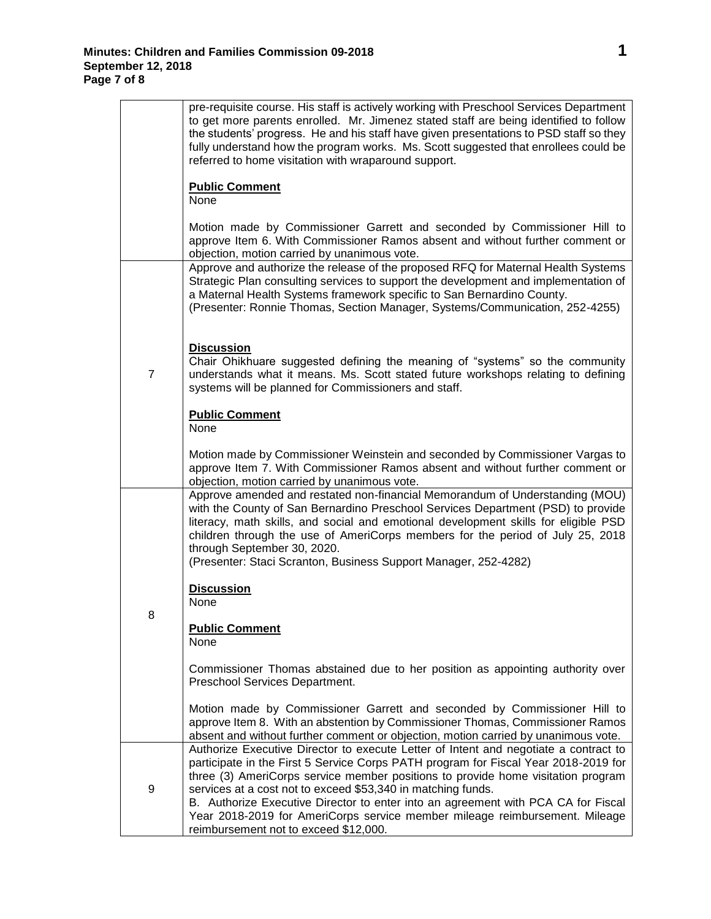| | |
|---|---|
| | pre-requisite course. His staff is actively working with Preschool Services Department to get more parents enrolled. Mr. Jimenez stated staff are being identified to follow the students' progress. He and his staff have given presentations to PSD staff so they fully understand how the program works. Ms. Scott suggested that enrollees could be referred to home visitation with wraparound support.<br><br>**Public Comment**<br>None<br><br>Motion made by Commissioner Garrett and seconded by Commissioner Hill to approve Item 6. With Commissioner Ramos absent and without further comment or objection, motion carried by unanimous vote. |
| 7 | Approve and authorize the release of the proposed RFQ for Maternal Health Systems Strategic Plan consulting services to support the development and implementation of a Maternal Health Systems framework specific to San Bernardino County.<br>(Presenter: Ronnie Thomas, Section Manager, Systems/Communication, 252-4255)<br><br>**Discussion**<br>Chair Ohikhuare suggested defining the meaning of "systems" so the community understands what it means. Ms. Scott stated future workshops relating to defining systems will be planned for Commissioners and staff.<br><br>**Public Comment**<br>None<br><br>Motion made by Commissioner Weinstein and seconded by Commissioner Vargas to approve Item 7. With Commissioner Ramos absent and without further comment or objection, motion carried by unanimous vote. |
| 8 | Approve amended and restated non-financial Memorandum of Understanding (MOU) with the County of San Bernardino Preschool Services Department (PSD) to provide literacy, math skills, and social and emotional development skills for eligible PSD children through the use of AmeriCorps members for the period of July 25, 2018 through September 30, 2020.<br>(Presenter: Staci Scranton, Business Support Manager, 252-4282)<br><br>**Discussion**<br>None<br><br>**Public Comment**<br>None<br><br>Commissioner Thomas abstained due to her position as appointing authority over Preschool Services Department.<br><br>Motion made by Commissioner Garrett and seconded by Commissioner Hill to approve Item 8. With an abstention by Commissioner Thomas, Commissioner Ramos absent and without further comment or objection, motion carried by unanimous vote. |
| 9 | Authorize Executive Director to execute Letter of Intent and negotiate a contract to participate in the First 5 Service Corps PATH program for Fiscal Year 2018-2019 for three (3) AmeriCorps service member positions to provide home visitation program services at a cost not to exceed $53,340 in matching funds.<br>B. Authorize Executive Director to enter into an agreement with PCA CA for Fiscal Year 2018-2019 for AmeriCorps service member mileage reimbursement. Mileage reimbursement not to exceed $12,000. |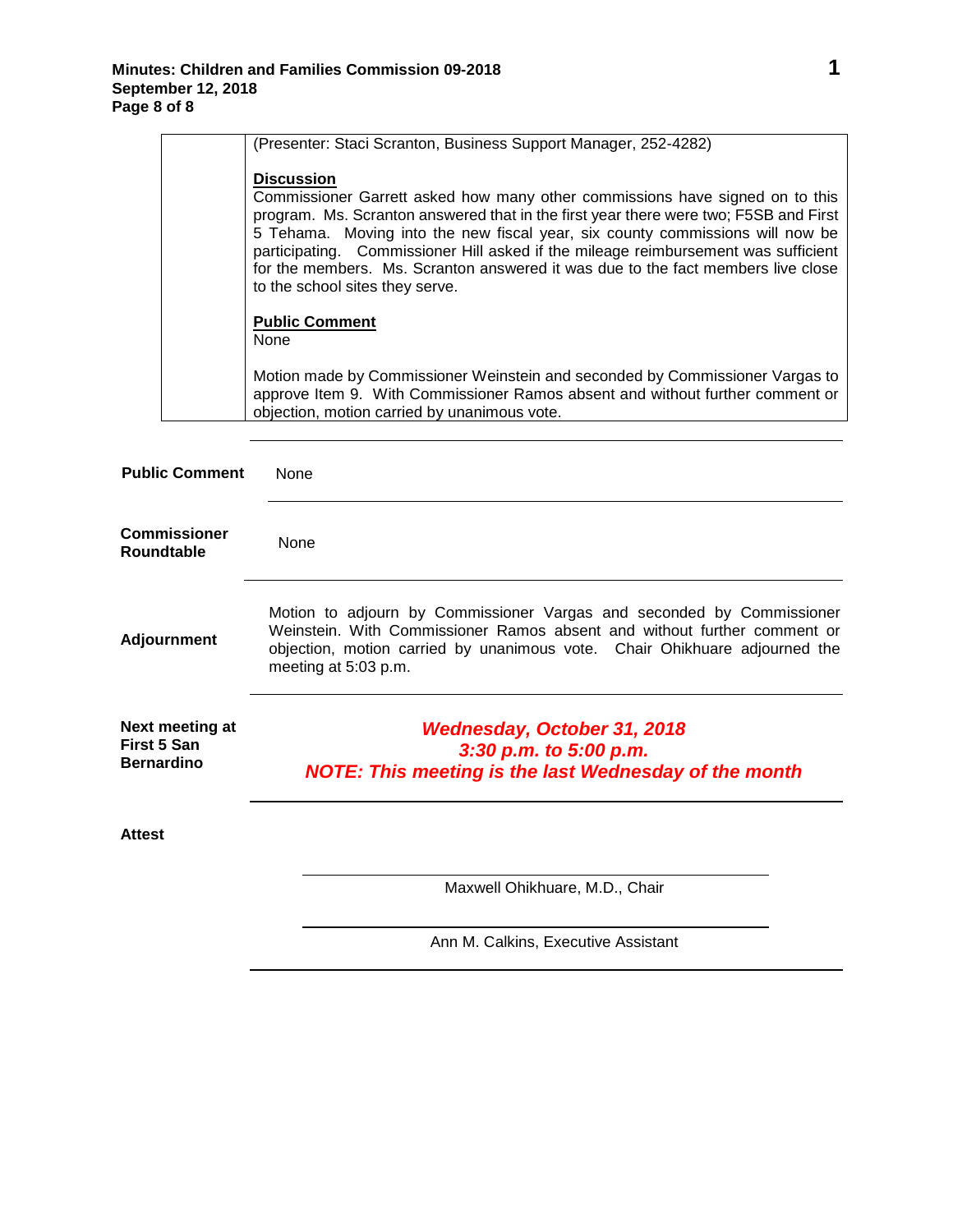| | |
|---|---|
| | (Presenter: Staci Scranton, Business Support Manager, 252-4282)<br><br>**Discussion**<br>Commissioner Garrett asked how many other commissions have signed on to this program. Ms. Scranton answered that in the first year there were two; F5SB and First 5 Tehama. Moving into the new fiscal year, six county commissions will now be participating. Commissioner Hill asked if the mileage reimbursement was sufficient for the members. Ms. Scranton answered it was due to the fact members live close to the school sites they serve.<br><br>**Public Comment**<br>None<br><br>Motion made by Commissioner Weinstein and seconded by Commissioner Vargas to approve Item 9. With Commissioner Ramos absent and without further comment or objection, motion carried by unanimous vote. |

| | |
|---|---|
| **Public Comment** | None |
| **Commissioner Roundtable** | None |
| **Adjournment** | Motion to adjourn by Commissioner Vargas and seconded by Commissioner Weinstein. With Commissioner Ramos absent and without further comment or objection, motion carried by unanimous vote. Chair Ohikhuare adjourned the meeting at 5:03 p.m. |
| **Next meeting at First 5 San Bernardino** | ***Wednesday, October 31, 2018***<br>***3:30 p.m. to 5:00 p.m.***<br>***NOTE: This meeting is the last Wednesday of the month*** |

**Attest**

Maxwell Ohikhuare, M.D., Chair

Ann M. Calkins, Executive Assistant